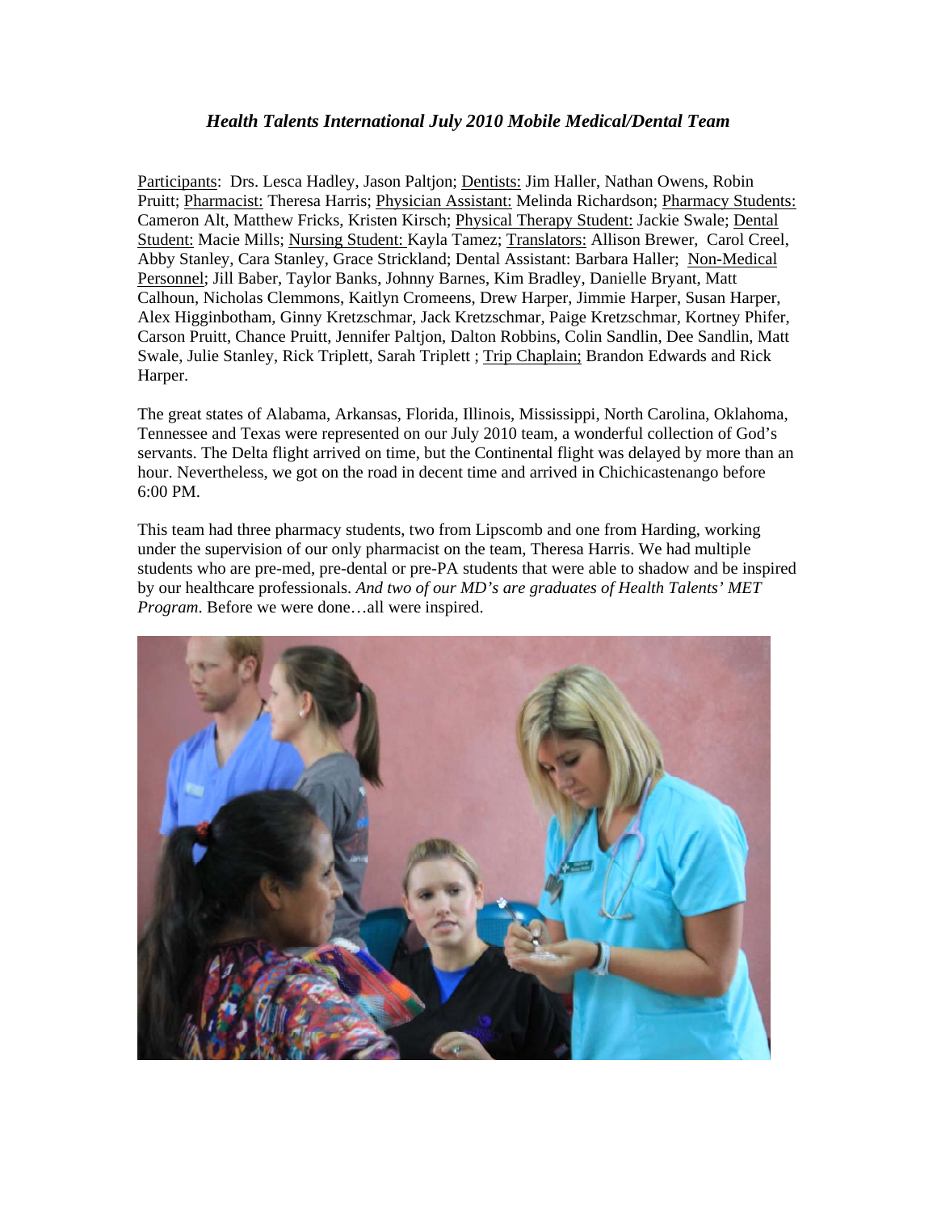## *Health Talents International July 2010 Mobile Medical/Dental Team*

Participants: Drs. Lesca Hadley, Jason Paltjon; Dentists: Jim Haller, Nathan Owens, Robin Pruitt; Pharmacist: Theresa Harris; Physician Assistant: Melinda Richardson; Pharmacy Students: Cameron Alt, Matthew Fricks, Kristen Kirsch; Physical Therapy Student: Jackie Swale; Dental Student: Macie Mills; Nursing Student: Kayla Tamez; Translators: Allison Brewer, Carol Creel, Abby Stanley, Cara Stanley, Grace Strickland; Dental Assistant: Barbara Haller; Non-Medical Personnel; Jill Baber, Taylor Banks, Johnny Barnes, Kim Bradley, Danielle Bryant, Matt Calhoun, Nicholas Clemmons, Kaitlyn Cromeens, Drew Harper, Jimmie Harper, Susan Harper, Alex Higginbotham, Ginny Kretzschmar, Jack Kretzschmar, Paige Kretzschmar, Kortney Phifer, Carson Pruitt, Chance Pruitt, Jennifer Paltjon, Dalton Robbins, Colin Sandlin, Dee Sandlin, Matt Swale, Julie Stanley, Rick Triplett, Sarah Triplett ; Trip Chaplain; Brandon Edwards and Rick Harper.

The great states of Alabama, Arkansas, Florida, Illinois, Mississippi, North Carolina, Oklahoma, Tennessee and Texas were represented on our July 2010 team, a wonderful collection of God's servants. The Delta flight arrived on time, but the Continental flight was delayed by more than an hour. Nevertheless, we got on the road in decent time and arrived in Chichicastenango before 6:00 PM.

This team had three pharmacy students, two from Lipscomb and one from Harding, working under the supervision of our only pharmacist on the team, Theresa Harris. We had multiple students who are pre-med, pre-dental or pre-PA students that were able to shadow and be inspired by our healthcare professionals. *And two of our MD's are graduates of Health Talents' MET Program*. Before we were done…all were inspired.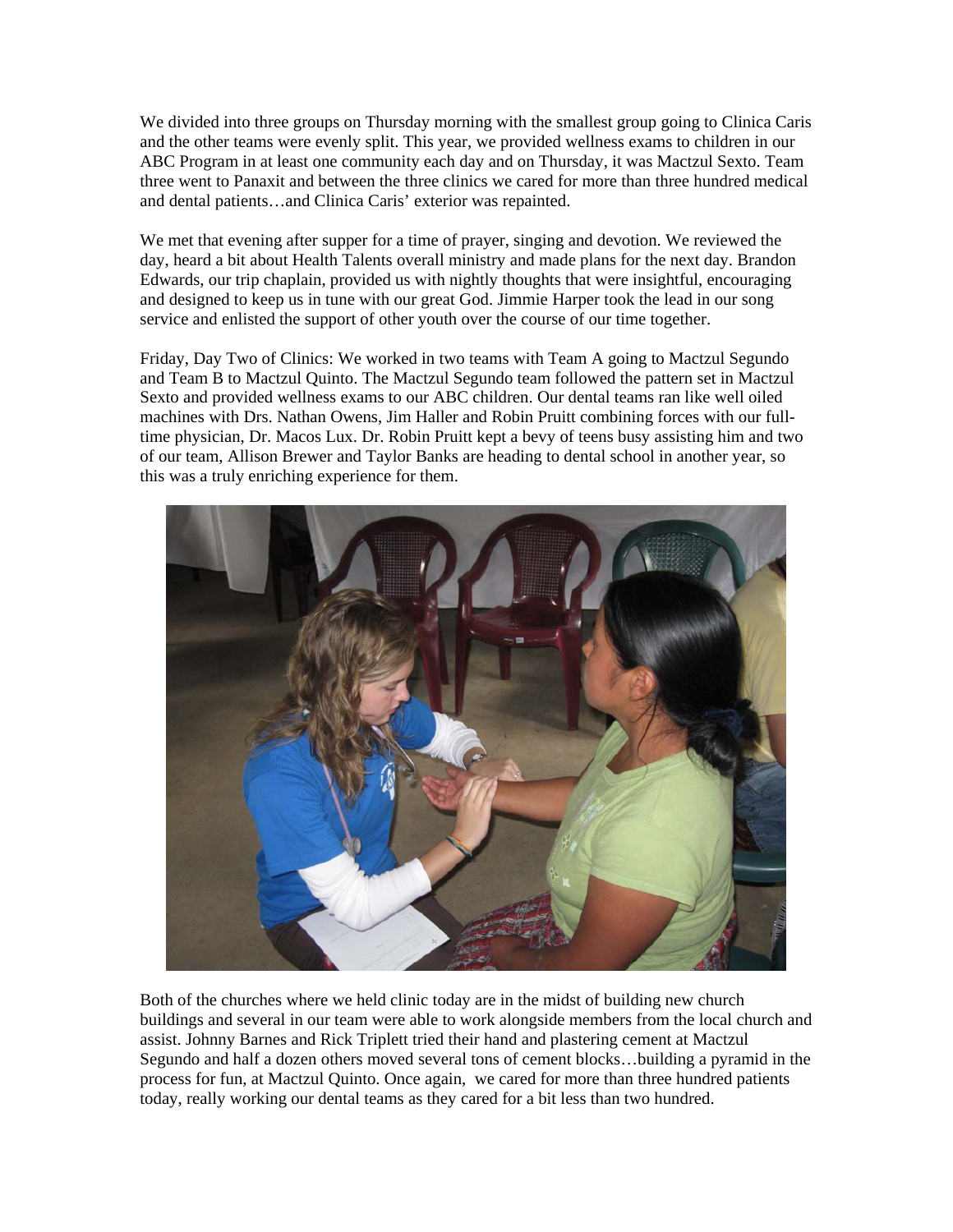We divided into three groups on Thursday morning with the smallest group going to Clinica Caris and the other teams were evenly split. This year, we provided wellness exams to children in our ABC Program in at least one community each day and on Thursday, it was Mactzul Sexto. Team three went to Panaxit and between the three clinics we cared for more than three hundred medical and dental patients…and Clinica Caris' exterior was repainted.

We met that evening after supper for a time of prayer, singing and devotion. We reviewed the day, heard a bit about Health Talents overall ministry and made plans for the next day. Brandon Edwards, our trip chaplain, provided us with nightly thoughts that were insightful, encouraging and designed to keep us in tune with our great God. Jimmie Harper took the lead in our song service and enlisted the support of other youth over the course of our time together.

Friday, Day Two of Clinics: We worked in two teams with Team A going to Mactzul Segundo and Team B to Mactzul Quinto. The Mactzul Segundo team followed the pattern set in Mactzul Sexto and provided wellness exams to our ABC children. Our dental teams ran like well oiled machines with Drs. Nathan Owens, Jim Haller and Robin Pruitt combining forces with our full-time physician, Dr. Macos Lux. Dr. Robin Pruitt kept a bevy of teens busy assisting him and two of our team, Allison Brewer and Taylor Banks are heading to dental school in another year, so this was a truly enriching experience for them.

Both of the churches where we held clinic today are in the midst of building new church buildings and several in our team were able to work alongside members from the local church and assist. Johnny Barnes and Rick Triplett tried their hand and plastering cement at Mactzul Segundo and half a dozen others moved several tons of cement blocks…building a pyramid in the process for fun, at Mactzul Quinto. Once again, we cared for more than three hundred patients today, really working our dental teams as they cared for a bit less than two hundred.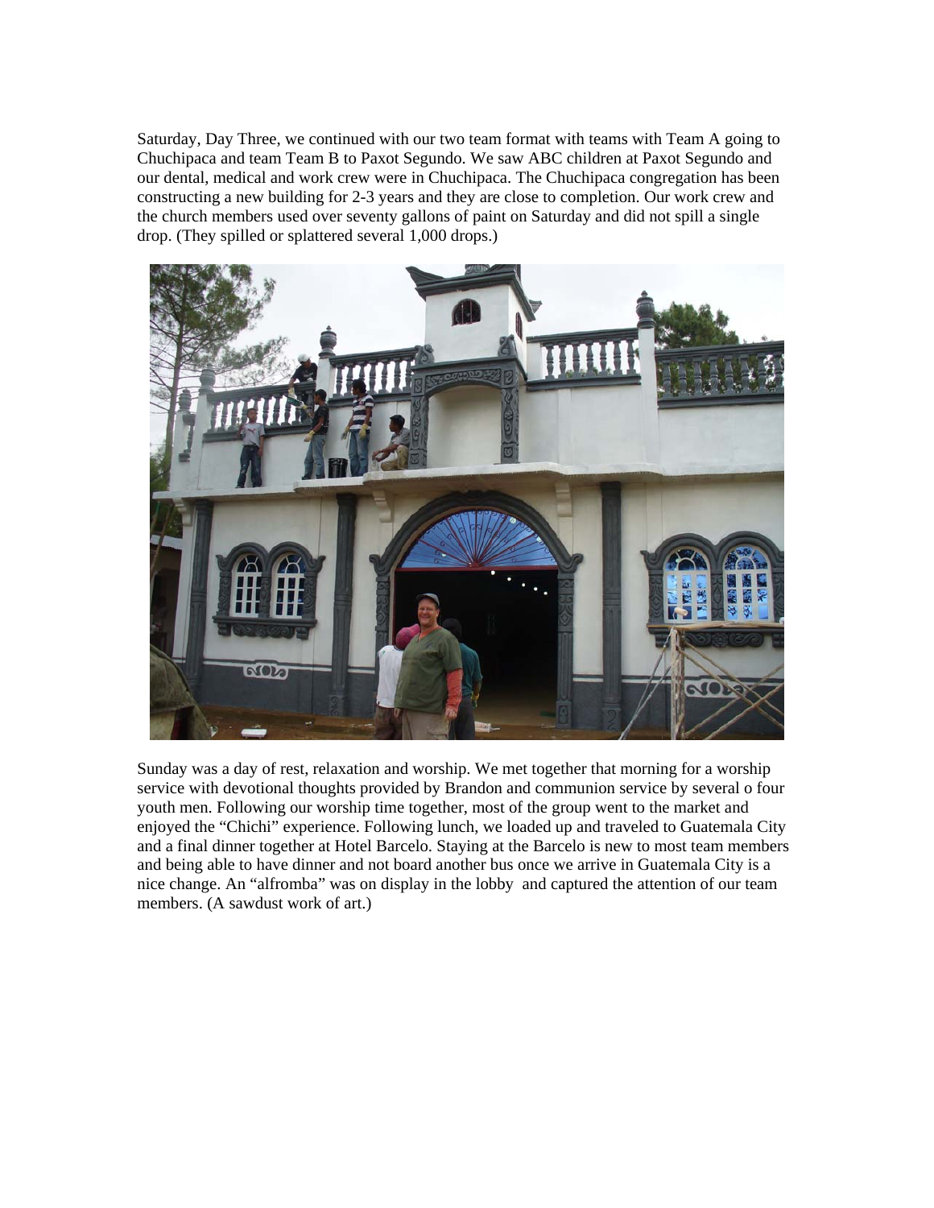Saturday, Day Three, we continued with our two team format with teams with Team A going to Chuchipaca and team Team B to Paxot Segundo. We saw ABC children at Paxot Segundo and our dental, medical and work crew were in Chuchipaca. The Chuchipaca congregation has been constructing a new building for 2-3 years and they are close to completion. Our work crew and the church members used over seventy gallons of paint on Saturday and did not spill a single drop. (They spilled or splattered several 1,000 drops.)

Sunday was a day of rest, relaxation and worship. We met together that morning for a worship service with devotional thoughts provided by Brandon and communion service by several o four youth men. Following our worship time together, most of the group went to the market and enjoyed the "Chichi" experience. Following lunch, we loaded up and traveled to Guatemala City and a final dinner together at Hotel Barcelo. Staying at the Barcelo is new to most team members and being able to have dinner and not board another bus once we arrive in Guatemala City is a nice change. An "alfromba" was on display in the lobby and captured the attention of our team members. (A sawdust work of art.)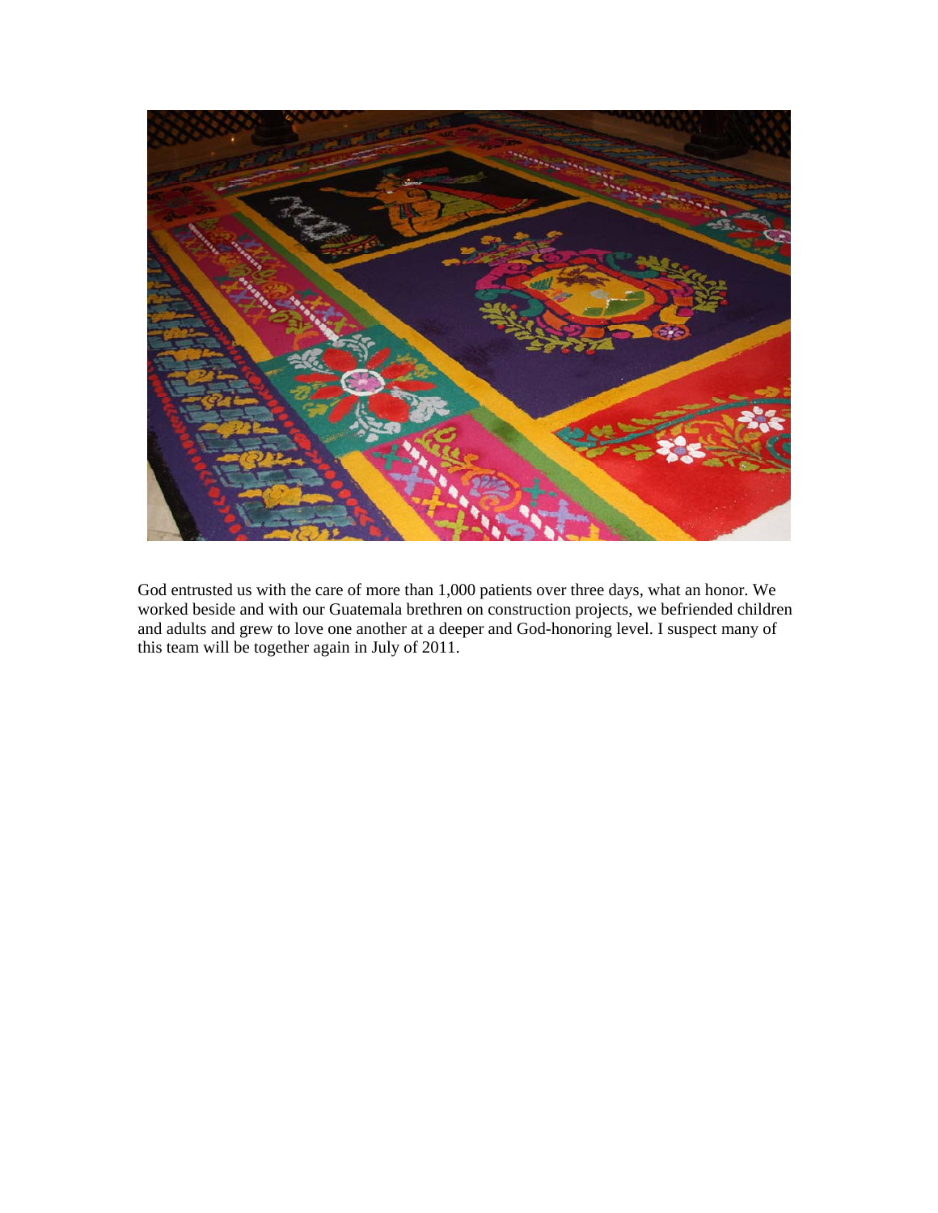God entrusted us with the care of more than 1,000 patients over three days, what an honor. We worked beside and with our Guatemala brethren on construction projects, we befriended children and adults and grew to love one another at a deeper and God-honoring level. I suspect many of this team will be together again in July of 2011.